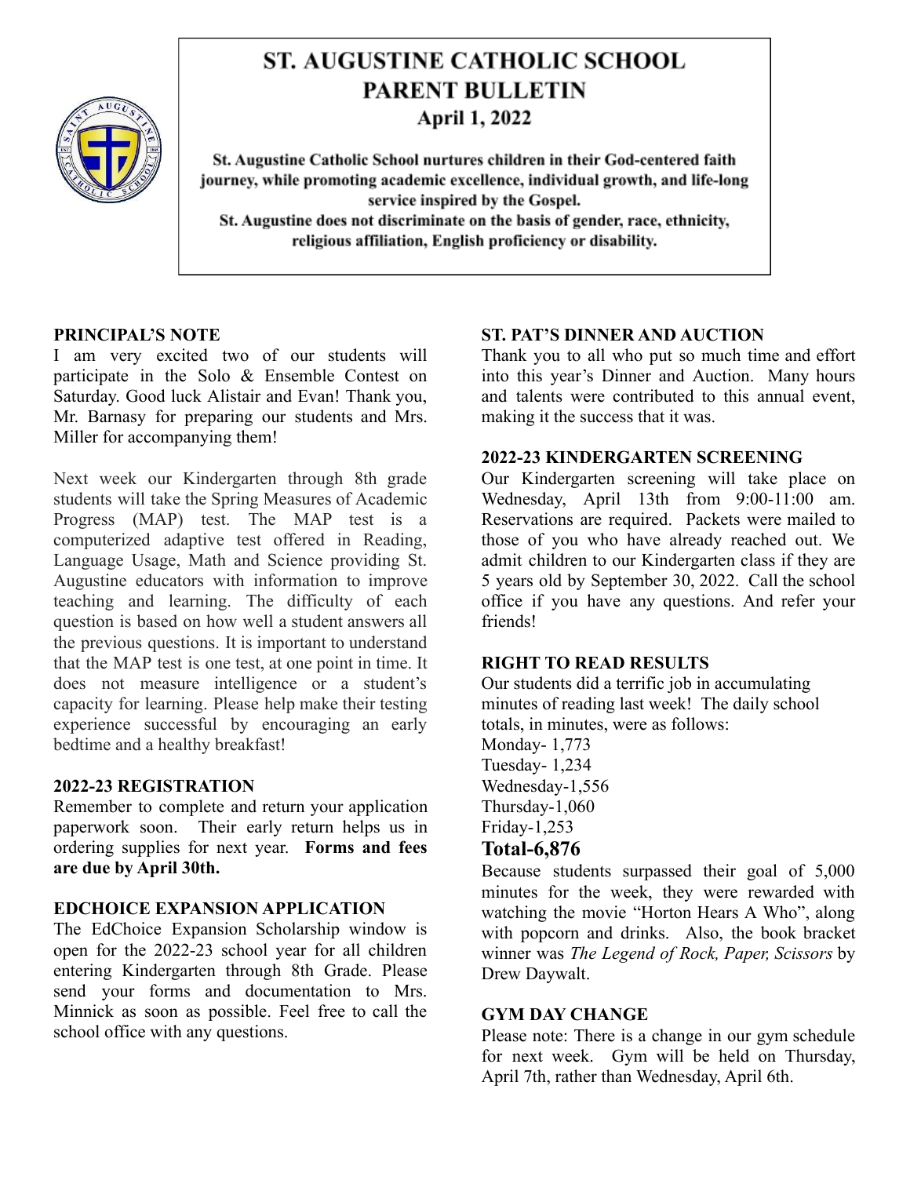# ST. AUGUSTINE CATHOLIC SCHOOL PARENT BULLETIN

## April 1, 2022

**St. Augustine Catholic School nurtures children in their God-centered faith journey, while promoting academic excellence, individual growth, and life-long service inspired by the Gospel.**
**St. Augustine does not discriminate on the basis of gender, race, ethnicity, religious affiliation, English proficiency or disability.**

### PRINCIPAL'S NOTE

I am very excited two of our students will participate in the Solo & Ensemble Contest on Saturday. Good luck Alistair and Evan! Thank you, Mr. Barnasy for preparing our students and Mrs. Miller for accompanying them!

Next week our Kindergarten through 8th grade students will take the Spring Measures of Academic Progress (MAP) test. The MAP test is a computerized adaptive test offered in Reading, Language Usage, Math and Science providing St. Augustine educators with information to improve teaching and learning. The difficulty of each question is based on how well a student answers all the previous questions. It is important to understand that the MAP test is one test, at one point in time. It does not measure intelligence or a student's capacity for learning. Please help make their testing experience successful by encouraging an early bedtime and a healthy breakfast!

### 2022-23 REGISTRATION

Remember to complete and return your application paperwork soon. Their early return helps us in ordering supplies for next year. **Forms and fees are due by April 30th.**

### EDCHOICE EXPANSION APPLICATION

The EdChoice Expansion Scholarship window is open for the 2022-23 school year for all children entering Kindergarten through 8th Grade. Please send your forms and documentation to Mrs. Minnick as soon as possible. Feel free to call the school office with any questions.

### ST. PAT'S DINNER AND AUCTION

Thank you to all who put so much time and effort into this year's Dinner and Auction. Many hours and talents were contributed to this annual event, making it the success that it was.

### 2022-23 KINDERGARTEN SCREENING

Our Kindergarten screening will take place on Wednesday, April 13th from 9:00-11:00 am. Reservations are required. Packets were mailed to those of you who have already reached out. We admit children to our Kindergarten class if they are 5 years old by September 30, 2022. Call the school office if you have any questions. And refer your friends!

### RIGHT TO READ RESULTS

Our students did a terrific job in accumulating minutes of reading last week! The daily school totals, in minutes, were as follows:

Monday- 1,773
Tuesday- 1,234
Wednesday-1,556
Thursday-1,060
Friday-1,253

**Total-6,876**

Because students surpassed their goal of 5,000 minutes for the week, they were rewarded with watching the movie "Horton Hears A Who", along with popcorn and drinks. Also, the book bracket winner was *The Legend of Rock, Paper, Scissors* by Drew Daywalt.

### GYM DAY CHANGE

Please note: There is a change in our gym schedule for next week. Gym will be held on Thursday, April 7th, rather than Wednesday, April 6th.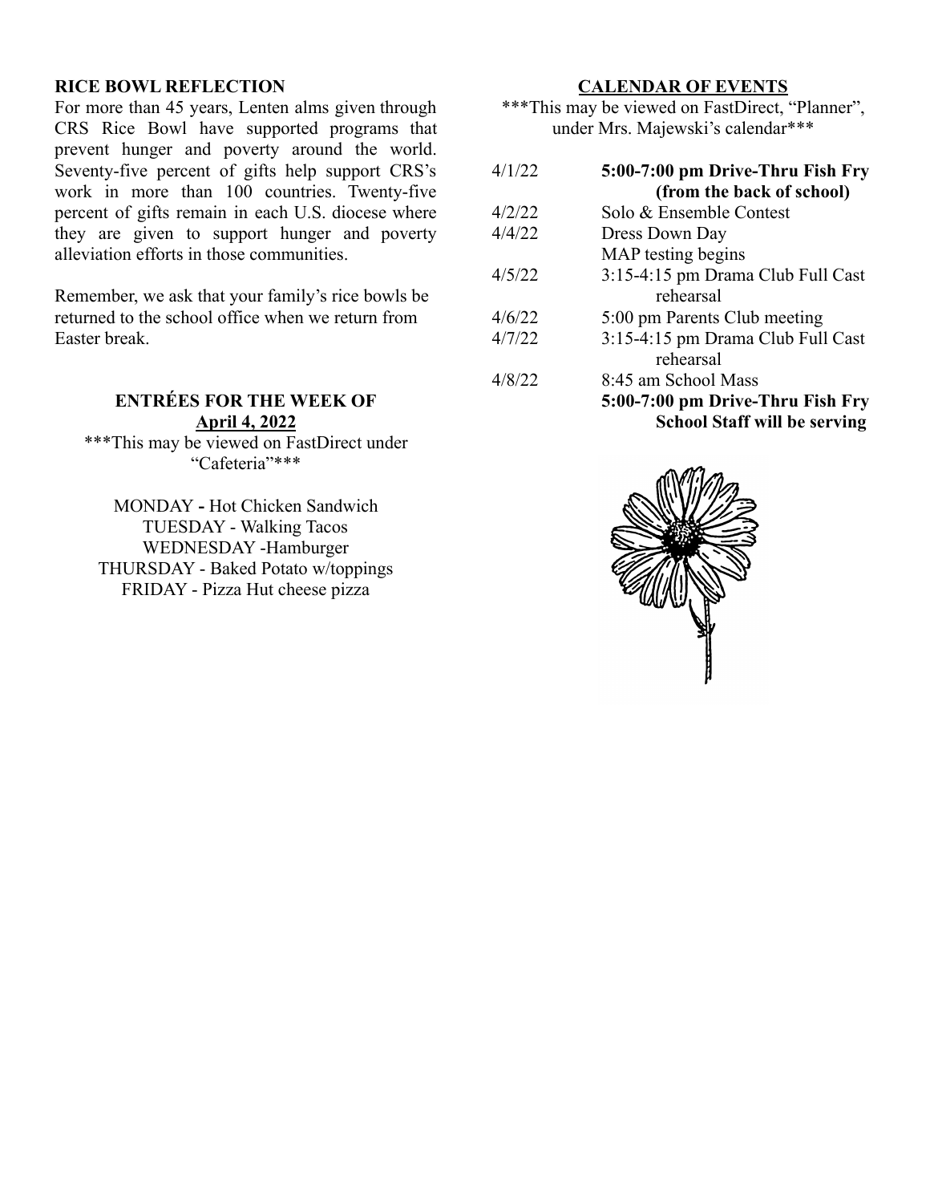## RICE BOWL REFLECTION

For more than 45 years, Lenten alms given through CRS Rice Bowl have supported programs that prevent hunger and poverty around the world. Seventy-five percent of gifts help support CRS's work in more than 100 countries. Twenty-five percent of gifts remain in each U.S. diocese where they are given to support hunger and poverty alleviation efforts in those communities.

Remember, we ask that your family's rice bowls be returned to the school office when we return from Easter break.

## ENTRÉES FOR THE WEEK OF April 4, 2022

***This may be viewed on FastDirect under "Cafeteria"***

MONDAY **-** Hot Chicken Sandwich
TUESDAY - Walking Tacos
WEDNESDAY -Hamburger
THURSDAY - Baked Potato w/toppings
FRIDAY - Pizza Hut cheese pizza

## CALENDAR OF EVENTS

***This may be viewed on FastDirect, "Planner", under Mrs. Majewski's calendar***

| | |
|---|---|
| 4/1/22 | **5:00-7:00 pm Drive-Thru Fish Fry (from the back of school)** |
| 4/2/22 | Solo & Ensemble Contest |
| 4/4/22 | Dress Down Day<br>MAP testing begins |
| 4/5/22 | 3:15-4:15 pm Drama Club Full Cast rehearsal |
| 4/6/22 | 5:00 pm Parents Club meeting |
| 4/7/22 | 3:15-4:15 pm Drama Club Full Cast rehearsal |
| 4/8/22 | 8:45 am School Mass<br>**5:00-7:00 pm Drive-Thru Fish Fry School Staff will be serving** |